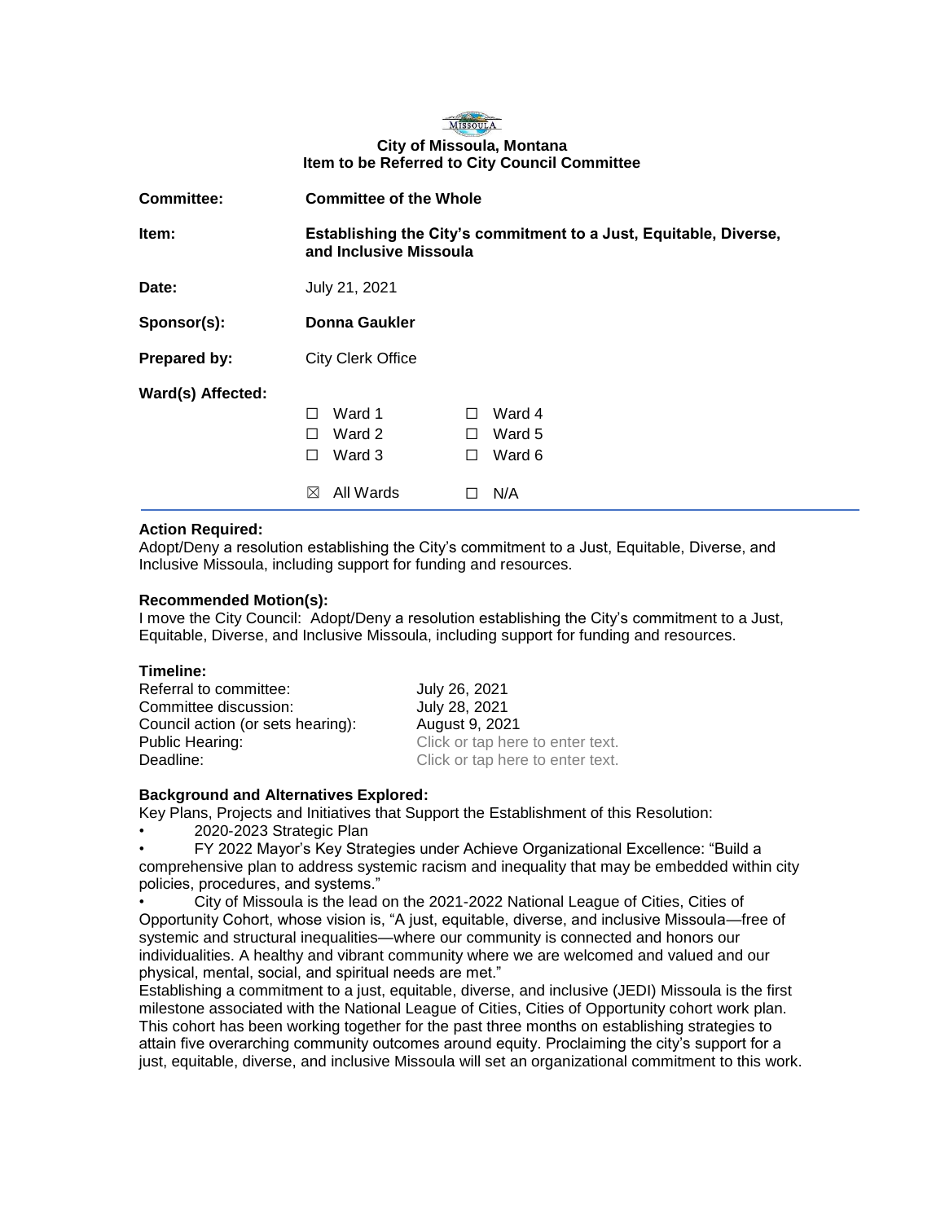**City of Missoula, Montana**
**Item to be Referred to City Council Committee**

| | |
|---|---|
| **Committee:** | **Committee of the Whole** |
| **Item:** | **Establishing the City's commitment to a Just, Equitable, Diverse, and Inclusive Missoula** |
| **Date:** | July 21, 2021 |
| **Sponsor(s):** | **Donna Gaukler** |
| **Prepared by:** | City Clerk Office |
| **Ward(s) Affected:** | ☐ Ward 1 ☐ Ward 4<br>☐ Ward 2 ☐ Ward 5<br>☐ Ward 3 ☐ Ward 6<br>☒ All Wards ☐ N/A |

**Action Required:**
Adopt/Deny a resolution establishing the City's commitment to a Just, Equitable, Diverse, and Inclusive Missoula, including support for funding and resources.

**Recommended Motion(s):**
I move the City Council: Adopt/Deny a resolution establishing the City's commitment to a Just, Equitable, Diverse, and Inclusive Missoula, including support for funding and resources.

**Timeline:**

| | |
|---|---|
| Referral to committee: | July 26, 2021 |
| Committee discussion: | July 28, 2021 |
| Council action (or sets hearing): | August 9, 2021 |
| Public Hearing: | Click or tap here to enter text. |
| Deadline: | Click or tap here to enter text. |

**Background and Alternatives Explored:**
Key Plans, Projects and Initiatives that Support the Establishment of this Resolution:

- 2020-2023 Strategic Plan
- FY 2022 Mayor's Key Strategies under Achieve Organizational Excellence: "Build a comprehensive plan to address systemic racism and inequality that may be embedded within city policies, procedures, and systems."
- City of Missoula is the lead on the 2021-2022 National League of Cities, Cities of Opportunity Cohort, whose vision is, "A just, equitable, diverse, and inclusive Missoula—free of systemic and structural inequalities—where our community is connected and honors our individualities. A healthy and vibrant community where we are welcomed and valued and our physical, mental, social, and spiritual needs are met."

Establishing a commitment to a just, equitable, diverse, and inclusive (JEDI) Missoula is the first milestone associated with the National League of Cities, Cities of Opportunity cohort work plan. This cohort has been working together for the past three months on establishing strategies to attain five overarching community outcomes around equity. Proclaiming the city's support for a just, equitable, diverse, and inclusive Missoula will set an organizational commitment to this work.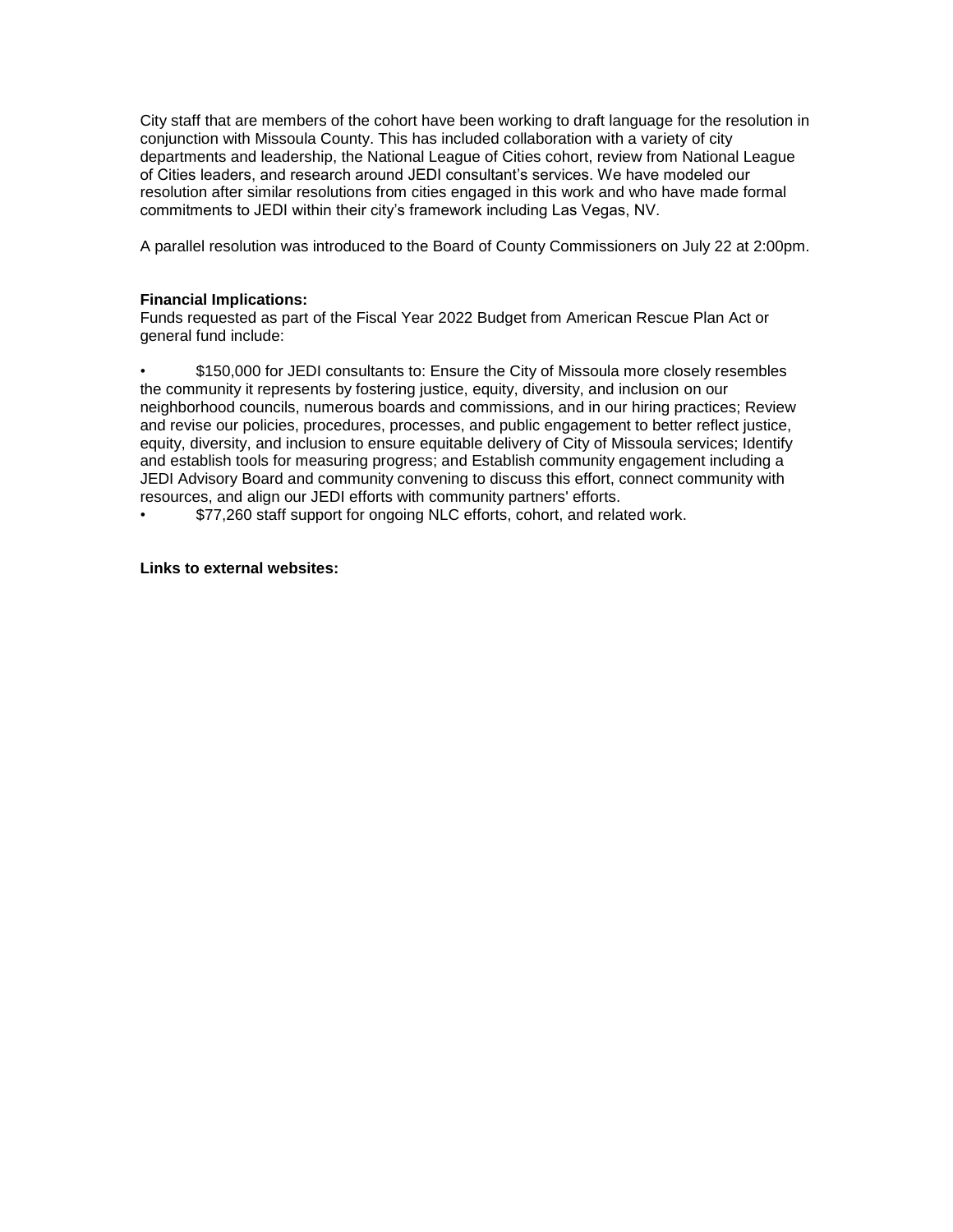City staff that are members of the cohort have been working to draft language for the resolution in conjunction with Missoula County. This has included collaboration with a variety of city departments and leadership, the National League of Cities cohort, review from National League of Cities leaders, and research around JEDI consultant's services. We have modeled our resolution after similar resolutions from cities engaged in this work and who have made formal commitments to JEDI within their city's framework including Las Vegas, NV.

A parallel resolution was introduced to the Board of County Commissioners on July 22 at 2:00pm.

**Financial Implications:**
Funds requested as part of the Fiscal Year 2022 Budget from American Rescue Plan Act or general fund include:

- $150,000 for JEDI consultants to: Ensure the City of Missoula more closely resembles the community it represents by fostering justice, equity, diversity, and inclusion on our neighborhood councils, numerous boards and commissions, and in our hiring practices; Review and revise our policies, procedures, processes, and public engagement to better reflect justice, equity, diversity, and inclusion to ensure equitable delivery of City of Missoula services; Identify and establish tools for measuring progress; and Establish community engagement including a JEDI Advisory Board and community convening to discuss this effort, connect community with resources, and align our JEDI efforts with community partners' efforts.
- $77,260 staff support for ongoing NLC efforts, cohort, and related work.

**Links to external websites:**